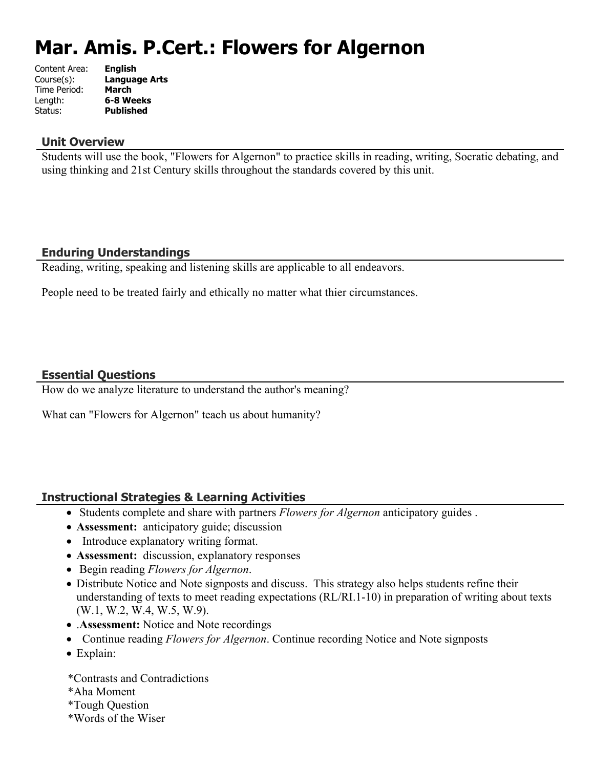# Mar. Amis. P.Cert.: Flowers for Algernon

Content Area: **English**
Course(s): **Language Arts**
Time Period: **March**
Length: **6-8 Weeks**
Status: **Published**

## Unit Overview

Students will use the book, "Flowers for Algernon" to practice skills in reading, writing, Socratic debating, and using thinking and 21st Century skills throughout the standards covered by this unit.

## Enduring Understandings

Reading, writing, speaking and listening skills are applicable to all endeavors.

People need to be treated fairly and ethically no matter what thier circumstances.

## Essential Questions

How do we analyze literature to understand the author's meaning?

What can "Flowers for Algernon" teach us about humanity?

## Instructional Strategies & Learning Activities

- Students complete and share with partners *Flowers for Algernon* anticipatory guides .
- **Assessment:** anticipatory guide; discussion
- Introduce explanatory writing format.
- **Assessment:** discussion, explanatory responses
- Begin reading *Flowers for Algernon*.
- Distribute Notice and Note signposts and discuss. This strategy also helps students refine their understanding of texts to meet reading expectations (RL/RI.1-10) in preparation of writing about texts (W.1, W.2, W.4, W.5, W.9).
- .**Assessment:** Notice and Note recordings
- Continue reading *Flowers for Algernon*. Continue recording Notice and Note signposts
- Explain:

  *Contrasts and Contradictions
  *Aha Moment
  *Tough Question
  *Words of the Wiser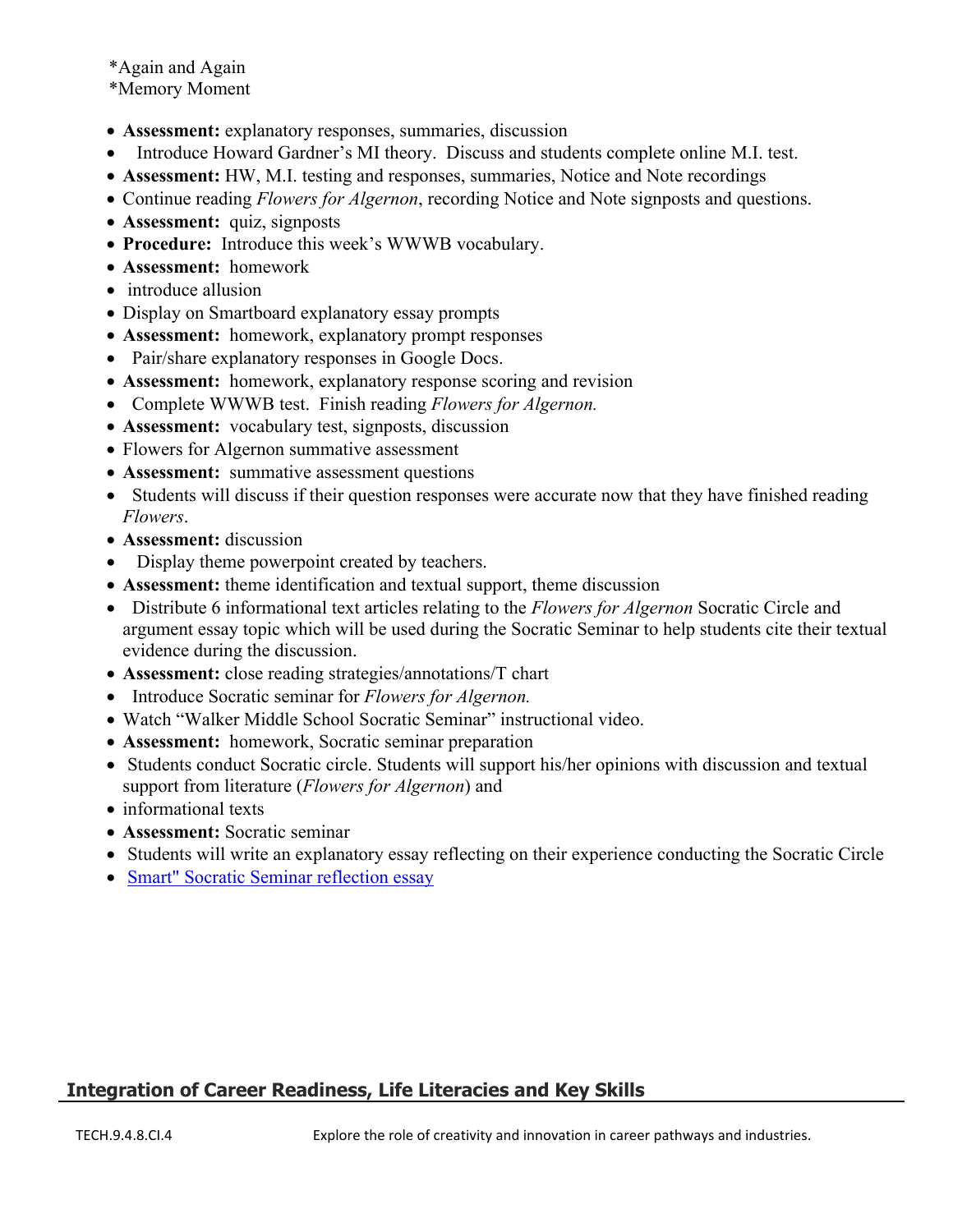*Again and Again
*Memory Moment

- **Assessment:** explanatory responses, summaries, discussion
- Introduce Howard Gardner's MI theory. Discuss and students complete online M.I. test.
- **Assessment:** HW, M.I. testing and responses, summaries, Notice and Note recordings
- Continue reading *Flowers for Algernon*, recording Notice and Note signposts and questions.
- **Assessment:** quiz, signposts
- **Procedure:** Introduce this week's WWWB vocabulary.
- **Assessment:** homework
- introduce allusion
- Display on Smartboard explanatory essay prompts
- **Assessment:** homework, explanatory prompt responses
- Pair/share explanatory responses in Google Docs.
- **Assessment:** homework, explanatory response scoring and revision
- Complete WWWB test. Finish reading *Flowers for Algernon.*
- **Assessment:** vocabulary test, signposts, discussion
- Flowers for Algernon summative assessment
- **Assessment:** summative assessment questions
- Students will discuss if their question responses were accurate now that they have finished reading *Flowers*.
- **Assessment:** discussion
- Display theme powerpoint created by teachers.
- **Assessment:** theme identification and textual support, theme discussion
- Distribute 6 informational text articles relating to the *Flowers for Algernon* Socratic Circle and argument essay topic which will be used during the Socratic Seminar to help students cite their textual evidence during the discussion.
- **Assessment:** close reading strategies/annotations/T chart
- Introduce Socratic seminar for *Flowers for Algernon.*
- Watch "Walker Middle School Socratic Seminar" instructional video.
- **Assessment:** homework, Socratic seminar preparation
- Students conduct Socratic circle. Students will support his/her opinions with discussion and textual support from literature (*Flowers for Algernon*) and
- informational texts
- **Assessment:** Socratic seminar
- Students will write an explanatory essay reflecting on their experience conducting the Socratic Circle
- Smart" Socratic Seminar reflection essay

## Integration of Career Readiness, Life Literacies and Key Skills

| TECH.9.4.8.CI.4 | Explore the role of creativity and innovation in career pathways and industries. |
|---|---|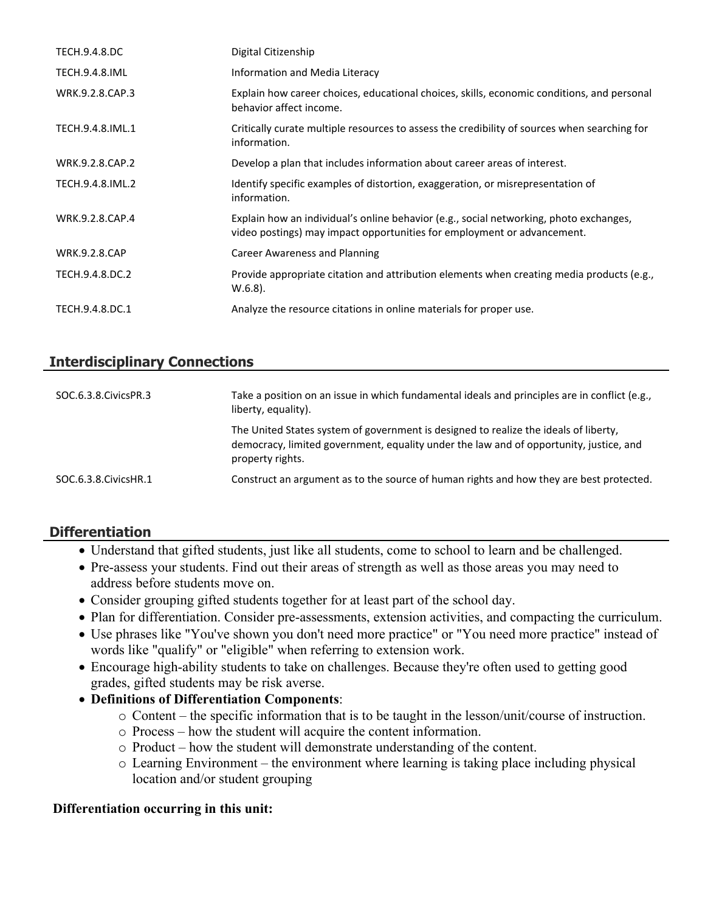| | |
|---|---|
| TECH.9.4.8.DC | Digital Citizenship |
| TECH.9.4.8.IML | Information and Media Literacy |
| WRK.9.2.8.CAP.3 | Explain how career choices, educational choices, skills, economic conditions, and personal behavior affect income. |
| TECH.9.4.8.IML.1 | Critically curate multiple resources to assess the credibility of sources when searching for information. |
| WRK.9.2.8.CAP.2 | Develop a plan that includes information about career areas of interest. |
| TECH.9.4.8.IML.2 | Identify specific examples of distortion, exaggeration, or misrepresentation of information. |
| WRK.9.2.8.CAP.4 | Explain how an individual's online behavior (e.g., social networking, photo exchanges, video postings) may impact opportunities for employment or advancement. |
| WRK.9.2.8.CAP | Career Awareness and Planning |
| TECH.9.4.8.DC.2 | Provide appropriate citation and attribution elements when creating media products (e.g., W.6.8). |
| TECH.9.4.8.DC.1 | Analyze the resource citations in online materials for proper use. |

## Interdisciplinary Connections

| | |
|---|---|
| SOC.6.3.8.CivicsPR.3 | Take a position on an issue in which fundamental ideals and principles are in conflict (e.g., liberty, equality). |
| | The United States system of government is designed to realize the ideals of liberty, democracy, limited government, equality under the law and of opportunity, justice, and property rights. |
| SOC.6.3.8.CivicsHR.1 | Construct an argument as to the source of human rights and how they are best protected. |

## Differentiation

- Understand that gifted students, just like all students, come to school to learn and be challenged.
- Pre-assess your students. Find out their areas of strength as well as those areas you may need to address before students move on.
- Consider grouping gifted students together for at least part of the school day.
- Plan for differentiation. Consider pre-assessments, extension activities, and compacting the curriculum.
- Use phrases like "You've shown you don't need more practice" or "You need more practice" instead of words like "qualify" or "eligible" when referring to extension work.
- Encourage high-ability students to take on challenges. Because they're often used to getting good grades, gifted students may be risk averse.
- **Definitions of Differentiation Components**:
  - Content – the specific information that is to be taught in the lesson/unit/course of instruction.
  - Process – how the student will acquire the content information.
  - Product – how the student will demonstrate understanding of the content.
  - Learning Environment – the environment where learning is taking place including physical location and/or student grouping

**Differentiation occurring in this unit:**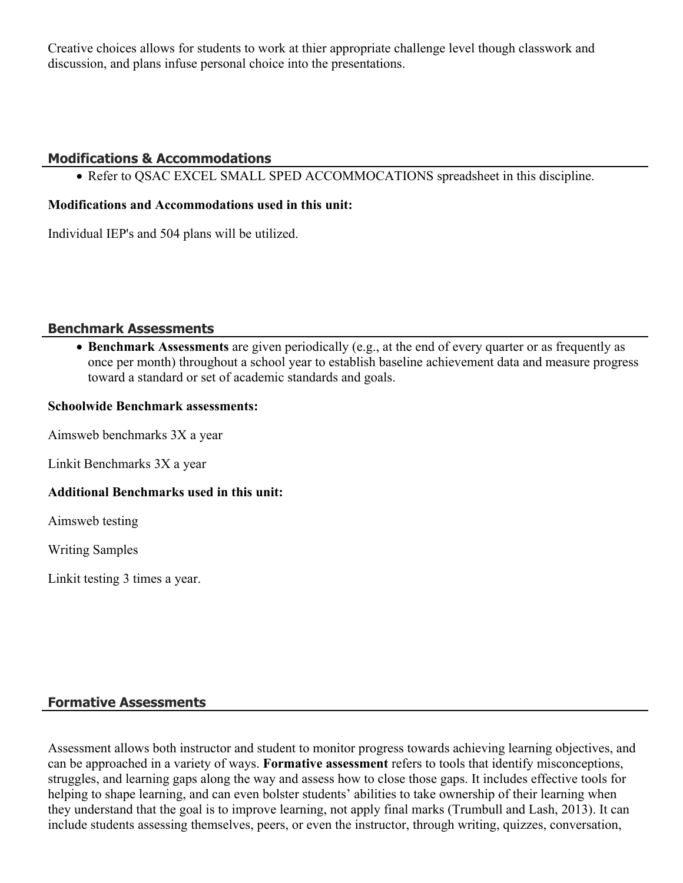Creative choices allows for students to work at thier appropriate challenge level though classwork and discussion, and plans infuse personal choice into the presentations.

## Modifications & Accommodations

- Refer to QSAC EXCEL SMALL SPED ACCOMMOCATIONS spreadsheet in this discipline.

**Modifications and Accommodations used in this unit:**

Individual IEP's and 504 plans will be utilized.

## Benchmark Assessments

- **Benchmark Assessments** are given periodically (e.g., at the end of every quarter or as frequently as once per month) throughout a school year to establish baseline achievement data and measure progress toward a standard or set of academic standards and goals.

**Schoolwide Benchmark assessments:**

Aimsweb benchmarks 3X a year

Linkit Benchmarks 3X a year

**Additional Benchmarks used in this unit:**

Aimsweb testing

Writing Samples

Linkit testing 3 times a year.

## Formative Assessments

Assessment allows both instructor and student to monitor progress towards achieving learning objectives, and can be approached in a variety of ways. **Formative assessment** refers to tools that identify misconceptions, struggles, and learning gaps along the way and assess how to close those gaps. It includes effective tools for helping to shape learning, and can even bolster students' abilities to take ownership of their learning when they understand that the goal is to improve learning, not apply final marks (Trumbull and Lash, 2013). It can include students assessing themselves, peers, or even the instructor, through writing, quizzes, conversation,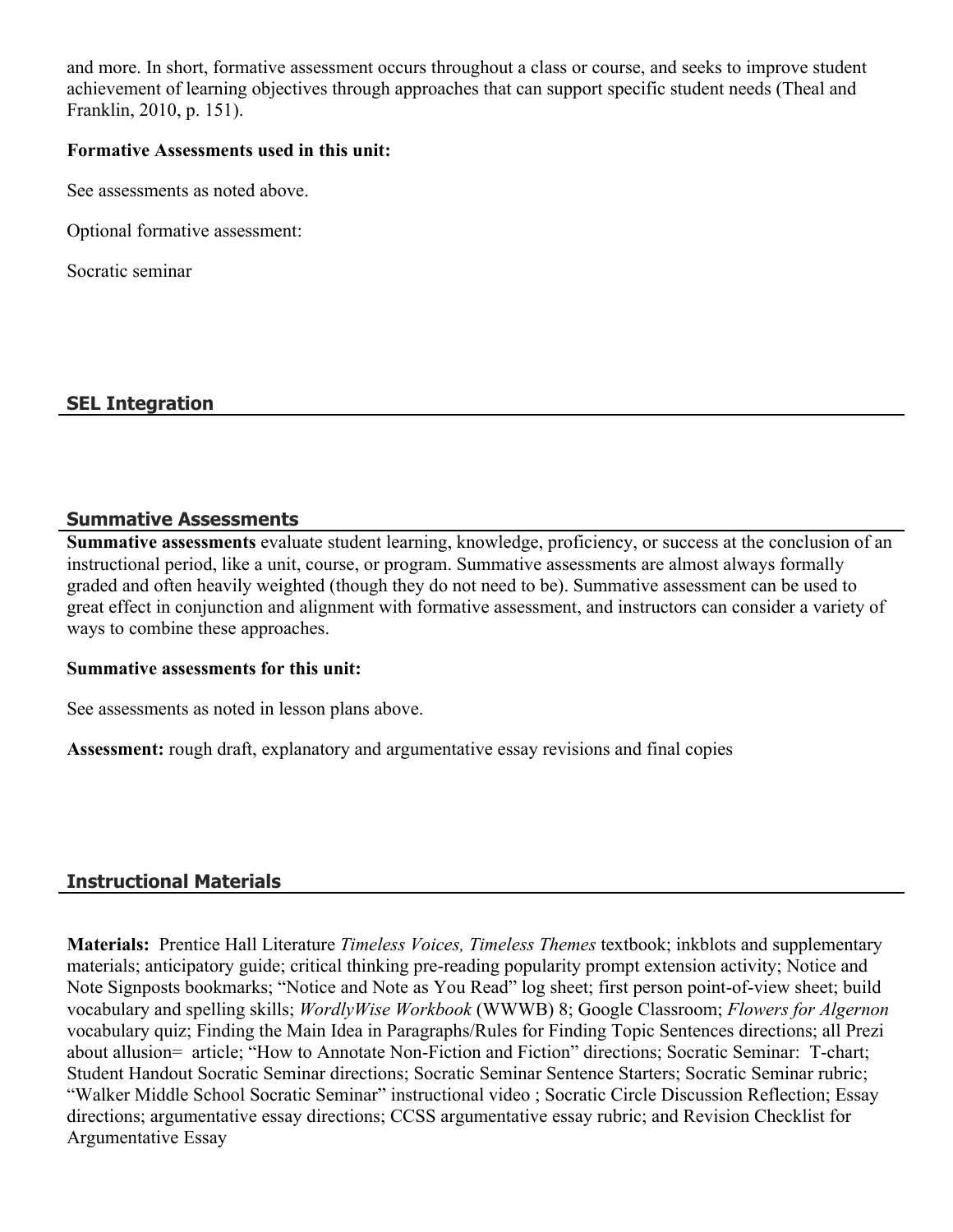and more. In short, formative assessment occurs throughout a class or course, and seeks to improve student achievement of learning objectives through approaches that can support specific student needs (Theal and Franklin, 2010, p. 151).

**Formative Assessments used in this unit:**

See assessments as noted above.

Optional formative assessment:

Socratic seminar

## SEL Integration

## Summative Assessments

**Summative assessments** evaluate student learning, knowledge, proficiency, or success at the conclusion of an instructional period, like a unit, course, or program. Summative assessments are almost always formally graded and often heavily weighted (though they do not need to be). Summative assessment can be used to great effect in conjunction and alignment with formative assessment, and instructors can consider a variety of ways to combine these approaches.

**Summative assessments for this unit:**

See assessments as noted in lesson plans above.

**Assessment:** rough draft, explanatory and argumentative essay revisions and final copies

## Instructional Materials

**Materials:** Prentice Hall Literature *Timeless Voices, Timeless Themes* textbook; inkblots and supplementary materials; anticipatory guide; critical thinking pre-reading popularity prompt extension activity; Notice and Note Signposts bookmarks; "Notice and Note as You Read" log sheet; first person point-of-view sheet; build vocabulary and spelling skills; *WordlyWise Workbook* (WWWB) 8; Google Classroom; *Flowers for Algernon* vocabulary quiz; Finding the Main Idea in Paragraphs/Rules for Finding Topic Sentences directions; all Prezi about allusion= article; "How to Annotate Non-Fiction and Fiction" directions; Socratic Seminar: T-chart; Student Handout Socratic Seminar directions; Socratic Seminar Sentence Starters; Socratic Seminar rubric; "Walker Middle School Socratic Seminar" instructional video ; Socratic Circle Discussion Reflection; Essay directions; argumentative essay directions; CCSS argumentative essay rubric; and Revision Checklist for Argumentative Essay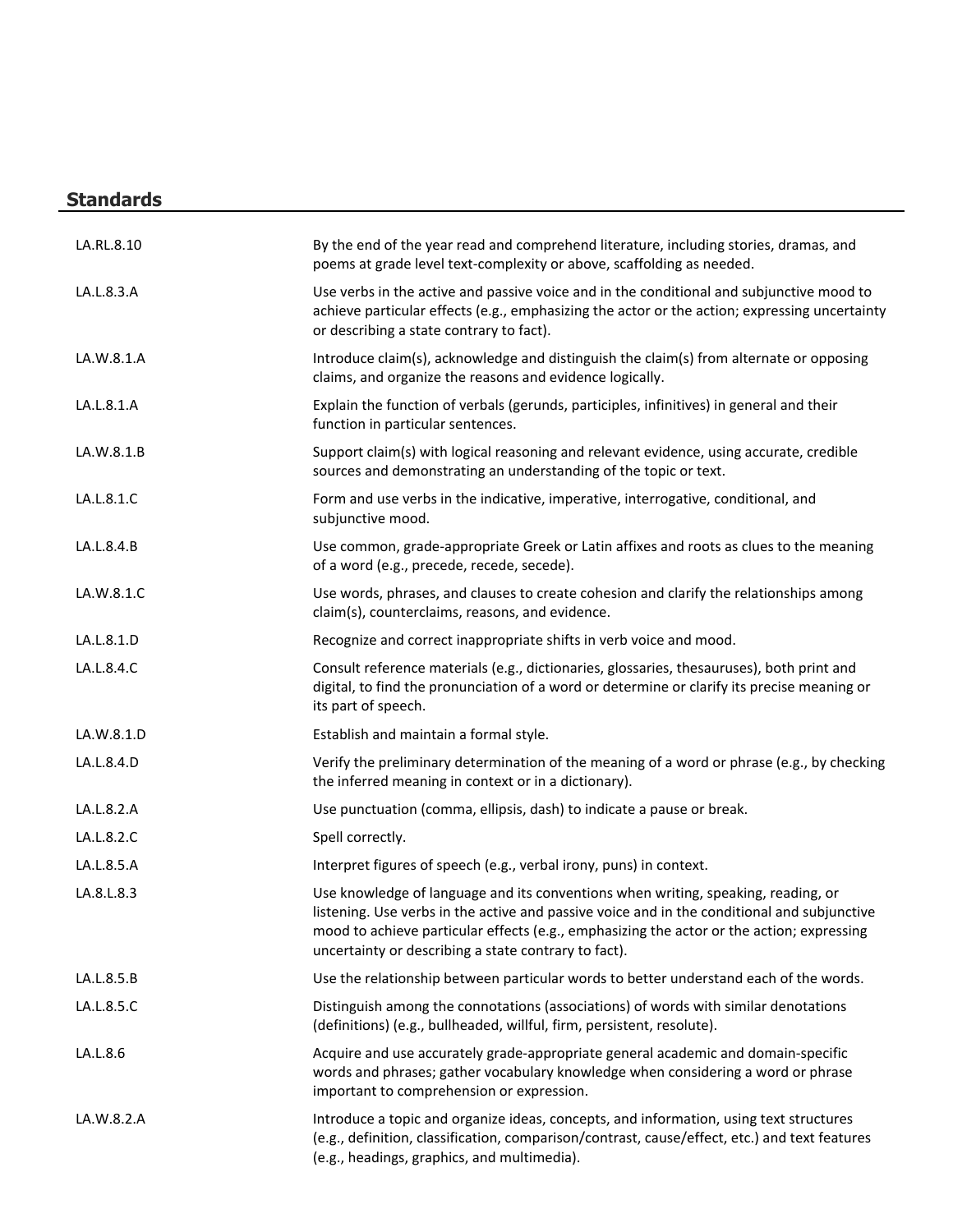## Standards

| | |
|---|---|
| LA.RL.8.10 | By the end of the year read and comprehend literature, including stories, dramas, and poems at grade level text-complexity or above, scaffolding as needed. |
| LA.L.8.3.A | Use verbs in the active and passive voice and in the conditional and subjunctive mood to achieve particular effects (e.g., emphasizing the actor or the action; expressing uncertainty or describing a state contrary to fact). |
| LA.W.8.1.A | Introduce claim(s), acknowledge and distinguish the claim(s) from alternate or opposing claims, and organize the reasons and evidence logically. |
| LA.L.8.1.A | Explain the function of verbals (gerunds, participles, infinitives) in general and their function in particular sentences. |
| LA.W.8.1.B | Support claim(s) with logical reasoning and relevant evidence, using accurate, credible sources and demonstrating an understanding of the topic or text. |
| LA.L.8.1.C | Form and use verbs in the indicative, imperative, interrogative, conditional, and subjunctive mood. |
| LA.L.8.4.B | Use common, grade-appropriate Greek or Latin affixes and roots as clues to the meaning of a word (e.g., precede, recede, secede). |
| LA.W.8.1.C | Use words, phrases, and clauses to create cohesion and clarify the relationships among claim(s), counterclaims, reasons, and evidence. |
| LA.L.8.1.D | Recognize and correct inappropriate shifts in verb voice and mood. |
| LA.L.8.4.C | Consult reference materials (e.g., dictionaries, glossaries, thesauruses), both print and digital, to find the pronunciation of a word or determine or clarify its precise meaning or its part of speech. |
| LA.W.8.1.D | Establish and maintain a formal style. |
| LA.L.8.4.D | Verify the preliminary determination of the meaning of a word or phrase (e.g., by checking the inferred meaning in context or in a dictionary). |
| LA.L.8.2.A | Use punctuation (comma, ellipsis, dash) to indicate a pause or break. |
| LA.L.8.2.C | Spell correctly. |
| LA.L.8.5.A | Interpret figures of speech (e.g., verbal irony, puns) in context. |
| LA.8.L.8.3 | Use knowledge of language and its conventions when writing, speaking, reading, or listening. Use verbs in the active and passive voice and in the conditional and subjunctive mood to achieve particular effects (e.g., emphasizing the actor or the action; expressing uncertainty or describing a state contrary to fact). |
| LA.L.8.5.B | Use the relationship between particular words to better understand each of the words. |
| LA.L.8.5.C | Distinguish among the connotations (associations) of words with similar denotations (definitions) (e.g., bullheaded, willful, firm, persistent, resolute). |
| LA.L.8.6 | Acquire and use accurately grade-appropriate general academic and domain-specific words and phrases; gather vocabulary knowledge when considering a word or phrase important to comprehension or expression. |
| LA.W.8.2.A | Introduce a topic and organize ideas, concepts, and information, using text structures (e.g., definition, classification, comparison/contrast, cause/effect, etc.) and text features (e.g., headings, graphics, and multimedia). |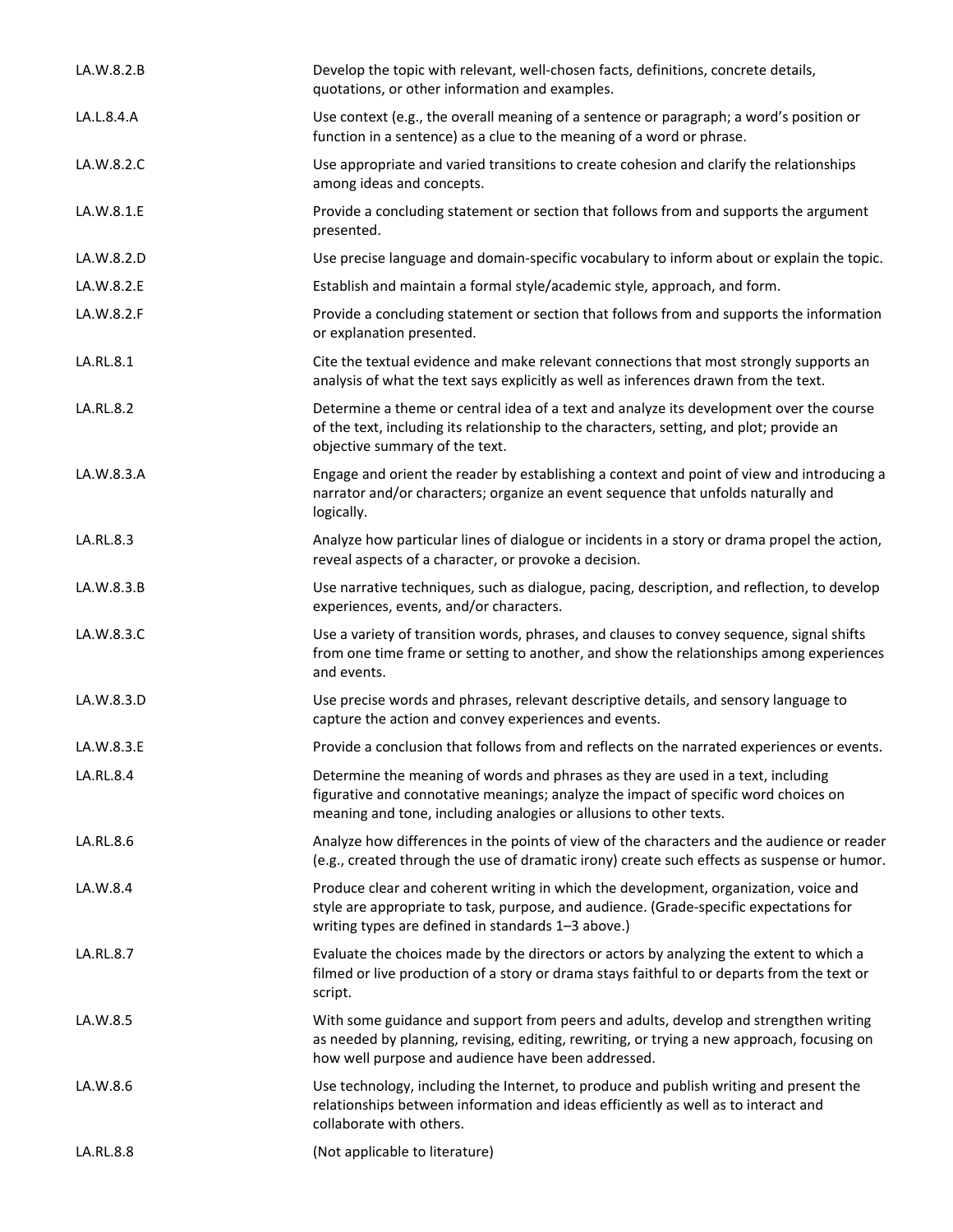| | |
|---|---|
| LA.W.8.2.B | Develop the topic with relevant, well-chosen facts, definitions, concrete details, quotations, or other information and examples. |
| LA.L.8.4.A | Use context (e.g., the overall meaning of a sentence or paragraph; a word's position or function in a sentence) as a clue to the meaning of a word or phrase. |
| LA.W.8.2.C | Use appropriate and varied transitions to create cohesion and clarify the relationships among ideas and concepts. |
| LA.W.8.1.E | Provide a concluding statement or section that follows from and supports the argument presented. |
| LA.W.8.2.D | Use precise language and domain-specific vocabulary to inform about or explain the topic. |
| LA.W.8.2.E | Establish and maintain a formal style/academic style, approach, and form. |
| LA.W.8.2.F | Provide a concluding statement or section that follows from and supports the information or explanation presented. |
| LA.RL.8.1 | Cite the textual evidence and make relevant connections that most strongly supports an analysis of what the text says explicitly as well as inferences drawn from the text. |
| LA.RL.8.2 | Determine a theme or central idea of a text and analyze its development over the course of the text, including its relationship to the characters, setting, and plot; provide an objective summary of the text. |
| LA.W.8.3.A | Engage and orient the reader by establishing a context and point of view and introducing a narrator and/or characters; organize an event sequence that unfolds naturally and logically. |
| LA.RL.8.3 | Analyze how particular lines of dialogue or incidents in a story or drama propel the action, reveal aspects of a character, or provoke a decision. |
| LA.W.8.3.B | Use narrative techniques, such as dialogue, pacing, description, and reflection, to develop experiences, events, and/or characters. |
| LA.W.8.3.C | Use a variety of transition words, phrases, and clauses to convey sequence, signal shifts from one time frame or setting to another, and show the relationships among experiences and events. |
| LA.W.8.3.D | Use precise words and phrases, relevant descriptive details, and sensory language to capture the action and convey experiences and events. |
| LA.W.8.3.E | Provide a conclusion that follows from and reflects on the narrated experiences or events. |
| LA.RL.8.4 | Determine the meaning of words and phrases as they are used in a text, including figurative and connotative meanings; analyze the impact of specific word choices on meaning and tone, including analogies or allusions to other texts. |
| LA.RL.8.6 | Analyze how differences in the points of view of the characters and the audience or reader (e.g., created through the use of dramatic irony) create such effects as suspense or humor. |
| LA.W.8.4 | Produce clear and coherent writing in which the development, organization, voice and style are appropriate to task, purpose, and audience. (Grade-specific expectations for writing types are defined in standards 1–3 above.) |
| LA.RL.8.7 | Evaluate the choices made by the directors or actors by analyzing the extent to which a filmed or live production of a story or drama stays faithful to or departs from the text or script. |
| LA.W.8.5 | With some guidance and support from peers and adults, develop and strengthen writing as needed by planning, revising, editing, rewriting, or trying a new approach, focusing on how well purpose and audience have been addressed. |
| LA.W.8.6 | Use technology, including the Internet, to produce and publish writing and present the relationships between information and ideas efficiently as well as to interact and collaborate with others. |
| LA.RL.8.8 | (Not applicable to literature) |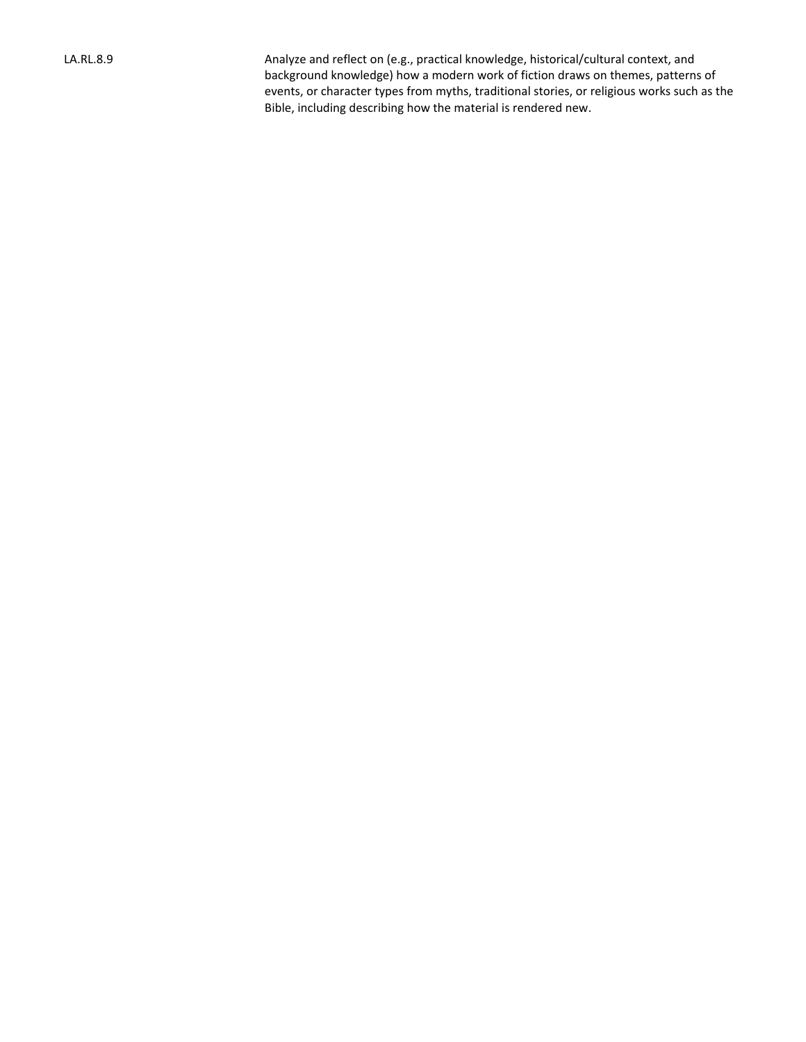| | |
|---|---|
| LA.RL.8.9 | Analyze and reflect on (e.g., practical knowledge, historical/cultural context, and background knowledge) how a modern work of fiction draws on themes, patterns of events, or character types from myths, traditional stories, or religious works such as the Bible, including describing how the material is rendered new. |